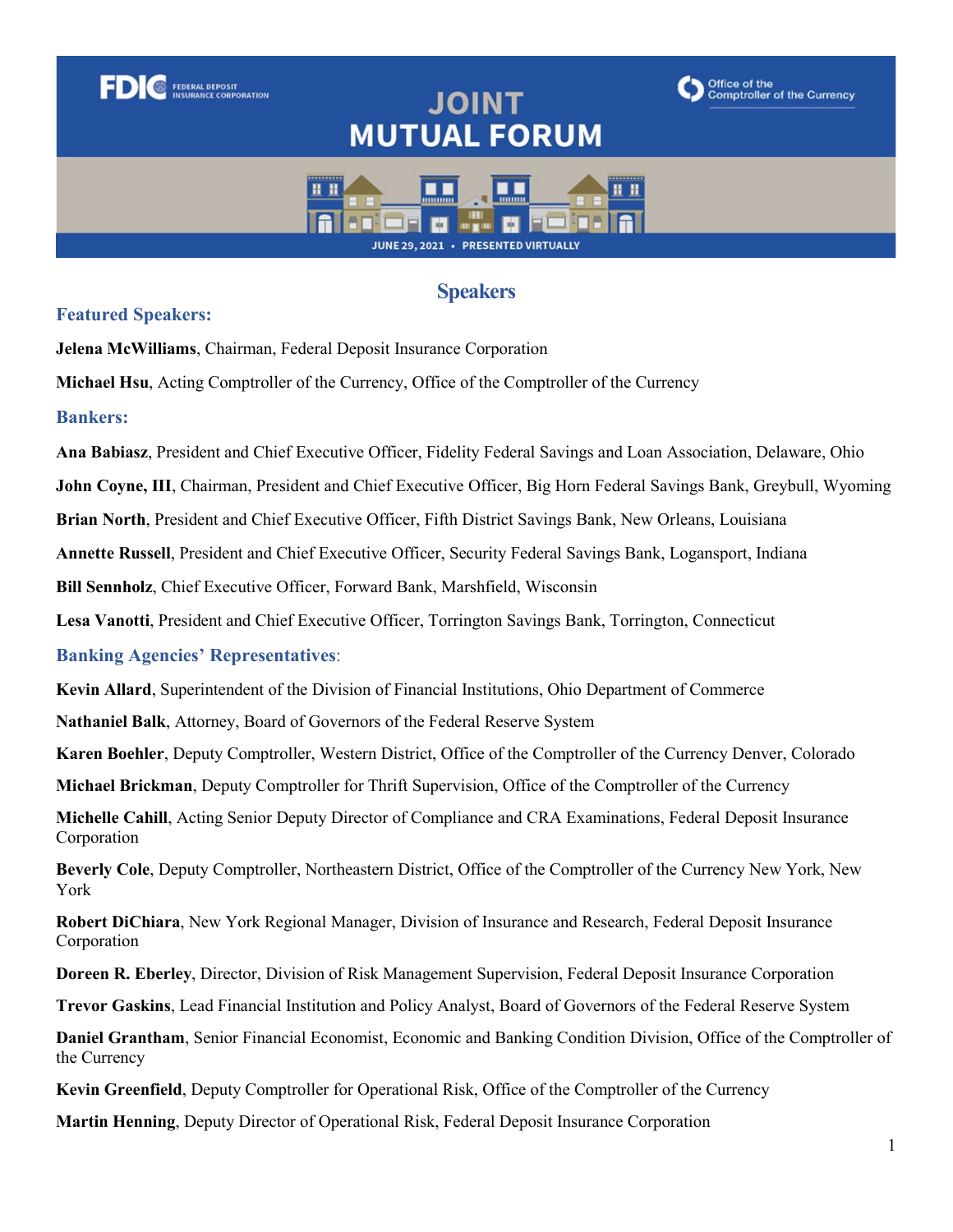FDIC FEDERAL DEPOSIT INSURANCE CORPORATION

Office of the Comptroller of the Currency

# JOINT MUTUAL FORUM

JUNE 29, 2021 • PRESENTED VIRTUALLY

## Speakers

### Featured Speakers:

**Jelena McWilliams**, Chairman, Federal Deposit Insurance Corporation

**Michael Hsu**, Acting Comptroller of the Currency, Office of the Comptroller of the Currency

### Bankers:

**Ana Babiasz**, President and Chief Executive Officer, Fidelity Federal Savings and Loan Association, Delaware, Ohio

**John Coyne, III**, Chairman, President and Chief Executive Officer, Big Horn Federal Savings Bank, Greybull, Wyoming

**Brian North**, President and Chief Executive Officer, Fifth District Savings Bank, New Orleans, Louisiana

**Annette Russell**, President and Chief Executive Officer, Security Federal Savings Bank, Logansport, Indiana

**Bill Sennholz**, Chief Executive Officer, Forward Bank, Marshfield, Wisconsin

**Lesa Vanotti**, President and Chief Executive Officer, Torrington Savings Bank, Torrington, Connecticut

### Banking Agencies' Representatives:

**Kevin Allard**, Superintendent of the Division of Financial Institutions, Ohio Department of Commerce

**Nathaniel Balk**, Attorney, Board of Governors of the Federal Reserve System

**Karen Boehler**, Deputy Comptroller, Western District, Office of the Comptroller of the Currency Denver, Colorado

**Michael Brickman**, Deputy Comptroller for Thrift Supervision, Office of the Comptroller of the Currency

**Michelle Cahill**, Acting Senior Deputy Director of Compliance and CRA Examinations, Federal Deposit Insurance Corporation

**Beverly Cole**, Deputy Comptroller, Northeastern District, Office of the Comptroller of the Currency New York, New York

**Robert DiChiara**, New York Regional Manager, Division of Insurance and Research, Federal Deposit Insurance Corporation

**Doreen R. Eberley**, Director, Division of Risk Management Supervision, Federal Deposit Insurance Corporation

**Trevor Gaskins**, Lead Financial Institution and Policy Analyst, Board of Governors of the Federal Reserve System

**Daniel Grantham**, Senior Financial Economist, Economic and Banking Condition Division, Office of the Comptroller of the Currency

**Kevin Greenfield**, Deputy Comptroller for Operational Risk, Office of the Comptroller of the Currency

**Martin Henning**, Deputy Director of Operational Risk, Federal Deposit Insurance Corporation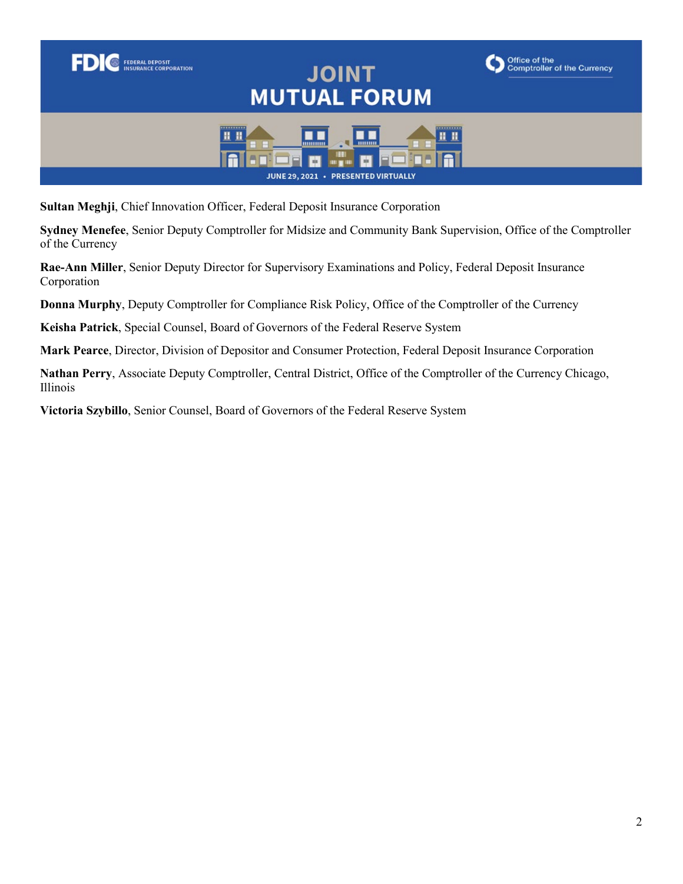Federal Deposit Insurance Corporation

Office of the Comptroller of the Currency

# JOINT MUTUAL FORUM

JUNE 29, 2021 • PRESENTED VIRTUALLY

**Sultan Meghji**, Chief Innovation Officer, Federal Deposit Insurance Corporation

**Sydney Menefee**, Senior Deputy Comptroller for Midsize and Community Bank Supervision, Office of the Comptroller of the Currency

**Rae-Ann Miller**, Senior Deputy Director for Supervisory Examinations and Policy, Federal Deposit Insurance Corporation

**Donna Murphy**, Deputy Comptroller for Compliance Risk Policy, Office of the Comptroller of the Currency

**Keisha Patrick**, Special Counsel, Board of Governors of the Federal Reserve System

**Mark Pearce**, Director, Division of Depositor and Consumer Protection, Federal Deposit Insurance Corporation

**Nathan Perry**, Associate Deputy Comptroller, Central District, Office of the Comptroller of the Currency Chicago, Illinois

**Victoria Szybillo**, Senior Counsel, Board of Governors of the Federal Reserve System